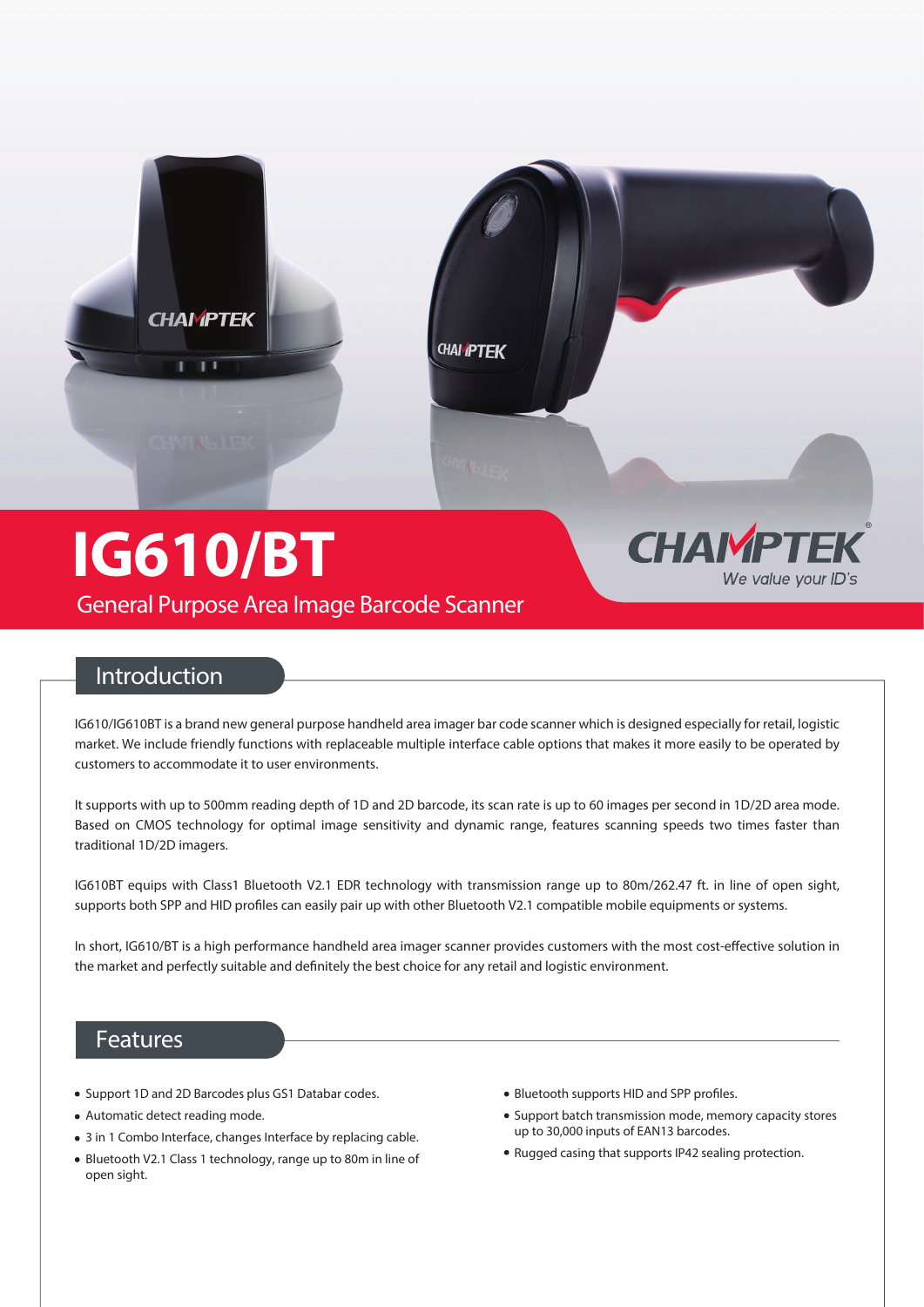# IG610/BT

General Purpose Area Image Barcode Scanner

CHAMPTEK®
*We value your ID's*

## Introduction

IG610/IG610BT is a brand new general purpose handheld area imager bar code scanner which is designed especially for retail, logistic market. We include friendly functions with replaceable multiple interface cable options that makes it more easily to be operated by customers to accommodate it to user environments.

It supports with up to 500mm reading depth of 1D and 2D barcode, its scan rate is up to 60 images per second in 1D/2D area mode. Based on CMOS technology for optimal image sensitivity and dynamic range, features scanning speeds two times faster than traditional 1D/2D imagers.

IG610BT equips with Class1 Bluetooth V2.1 EDR technology with transmission range up to 80m/262.47 ft. in line of open sight, supports both SPP and HID profiles can easily pair up with other Bluetooth V2.1 compatible mobile equipments or systems.

In short, IG610/BT is a high performance handheld area imager scanner provides customers with the most cost-effective solution in the market and perfectly suitable and definitely the best choice for any retail and logistic environment.

## Features

- Support 1D and 2D Barcodes plus GS1 Databar codes.
- Automatic detect reading mode.
- 3 in 1 Combo Interface, changes Interface by replacing cable.
- Bluetooth V2.1 Class 1 technology, range up to 80m in line of open sight.
- Bluetooth supports HID and SPP profiles.
- Support batch transmission mode, memory capacity stores up to 30,000 inputs of EAN13 barcodes.
- Rugged casing that supports IP42 sealing protection.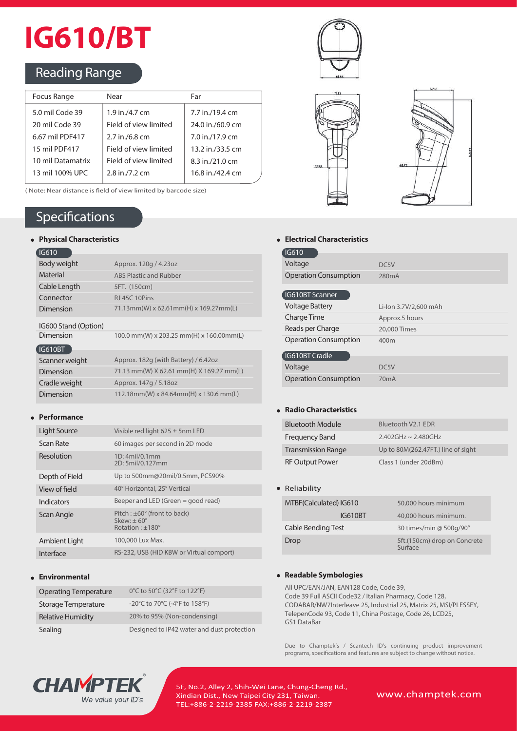# IG610/BT

## Reading Range

| Focus Range | Near | Far |
|---|---|---|
| 5.0 mil Code 39 | 1.9 in./4.7 cm | 7.7 in./19.4 cm |
| 20 mil Code 39 | Field of view limited | 24.0 in./60.9 cm |
| 6.67 mil PDF417 | 2.7 in./6.8 cm | 7.0 in./17.9 cm |
| 15 mil PDF417 | Field of view limited | 13.2 in./33.5 cm |
| 10 mil Datamatrix | Field of view limited | 8.3 in./21.0 cm |
| 13 mil 100% UPC | 2.8 in./7.2 cm | 16.8 in./42.4 cm |

( Note: Near distance is field of view limited by barcode size)

61.46

71.13

62.61

32.55

49.72

169.27

## Specifications

- **Physical Characteristics**

**IG610**

| | |
|---|---|
| Body weight | Approx. 120g / 4.23oz |
| Material | ABS Plastic and Rubber |
| Cable Length | 5FT. (150cm) |
| Connector | RJ 45C 10Pins |
| Dimension | 71.13mm(W) x 62.61mm(H) x 169.27mm(L) |

**IG600 Stand (Option)**

| | |
|---|---|
| Dimension | 100.0 mm(W) x 203.25 mm(H) x 160.00mm(L) |

**IG610BT**

| | |
|---|---|
| Scanner weight | Approx. 182g (with Battery) / 6.42oz |
| Dimension | 71.13 mm(W) X 62.61 mm(H) X 169.27 mm(L) |
| Cradle weight | Approx. 147g / 5.18oz |
| Dimension | 112.18mm(W) x 84.64mm(H) x 130.6 mm(L) |

- **Performance**

| | |
|---|---|
| Light Source | Visible red light 625 ± 5nm LED |
| Scan Rate | 60 images per second in 2D mode |
| Resolution | 1D: 4mil/0.1mm<br>2D: 5mil/0.127mm |
| Depth of Field | Up to 500mm@20mil/0.5mm, PCS90% |
| View of field | 40° Horizontal, 25° Vertical |
| Indicators | Beeper and LED (Green = good read) |
| Scan Angle | Pitch : ±60° (front to back)<br>Skew: ± 60°<br>Rotation : ±180° |
| Ambient Light | 100,000 Lux Max. |
| Interface | RS-232, USB (HID KBW or Virtual comport) |

- **Environmental**

| | |
|---|---|
| Operating Temperature | 0°C to 50°C (32°F to 122°F) |
| Storage Temperature | -20°C to 70°C (-4°F to 158°F) |
| Relative Humidity | 20% to 95% (Non-condensing) |
| Sealing | Designed to IP42 water and dust protection |

- **Electrical Characteristics**

**IG610**

| | |
|---|---|
| Voltage | DC5V |
| Operation Consumption | 280mA |

**IG610BT Scanner**

| | |
|---|---|
| Voltage Battery | Li-Ion 3.7V/2,600 mAh |
| Charge Time | Approx.5 hours |
| Reads per Charge | 20,000 Times |
| Operation Consumption | 400m |

**IG610BT Cradle**

| | |
|---|---|
| Voltage | DC5V |
| Operation Consumption | 70mA |

- **Radio Characteristics**

| | |
|---|---|
| Bluetooth Module | Bluetooth V2.1 EDR |
| Frequency Band | 2.402GHz ~ 2.480GHz |
| Transmission Range | Up to 80M(262.47FT.) line of sight |
| RF Output Power | Class 1 (under 20dBm) |

- Reliability

| | |
|---|---|
| MTBF(Calculated) IG610 | 50,000 hours minimum |
| IG610BT | 40,000 hours minimum. |
| Cable Bending Test | 30 times/min @ 500g/90° |
| Drop | 5ft.(150cm) drop on Concrete Surface |

- **Readable Symbologies**

All UPC/EAN/JAN, EAN128 Code, Code 39, Code 39 Full ASCII Code32 / Italian Pharmacy, Code 128, CODABAR/NW7Interleave 25, Industrial 25, Matrix 25, MSI/PLESSEY, TelepenCode 93, Code 11, China Postage, Code 26, LCD25, GS1 DataBar

Due to Champtek's / Scantech ID's continuing product improvement programs, specifications and features are subject to change without notice.

CHAMPTEK® *We value your ID's*

5F, No.2, Alley 2, Shih-Wei Lane, Chung-Cheng Rd., Xindian Dist., New Taipei City 231, Taiwan.
TEL:+886-2-2219-2385 FAX:+886-2-2219-2387

www.champtek.com